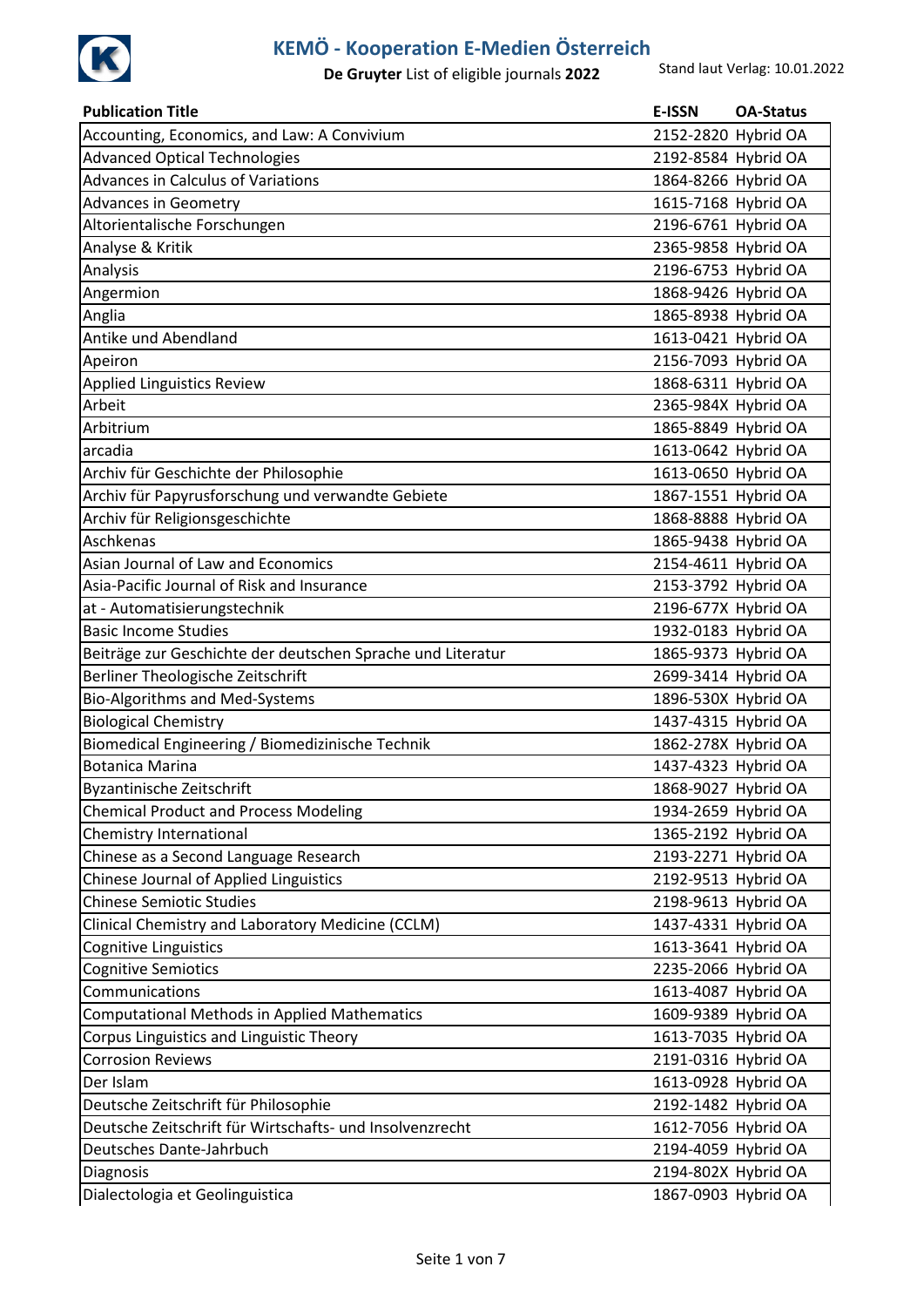# KEMÖ - Kooperation E-Medien Österreich

**De Gruyter** List of eligible journals **2022**

Stand laut Verlag: 10.01.2022

| Publication Title | E-ISSN | OA-Status |
|---|---|---|
| Accounting, Economics, and Law: A Convivium | 2152-2820 | Hybrid OA |
| Advanced Optical Technologies | 2192-8584 | Hybrid OA |
| Advances in Calculus of Variations | 1864-8266 | Hybrid OA |
| Advances in Geometry | 1615-7168 | Hybrid OA |
| Altorientalische Forschungen | 2196-6761 | Hybrid OA |
| Analyse & Kritik | 2365-9858 | Hybrid OA |
| Analysis | 2196-6753 | Hybrid OA |
| Angermion | 1868-9426 | Hybrid OA |
| Anglia | 1865-8938 | Hybrid OA |
| Antike und Abendland | 1613-0421 | Hybrid OA |
| Apeiron | 2156-7093 | Hybrid OA |
| Applied Linguistics Review | 1868-6311 | Hybrid OA |
| Arbeit | 2365-984X | Hybrid OA |
| Arbitrium | 1865-8849 | Hybrid OA |
| arcadia | 1613-0642 | Hybrid OA |
| Archiv für Geschichte der Philosophie | 1613-0650 | Hybrid OA |
| Archiv für Papyrusforschung und verwandte Gebiete | 1867-1551 | Hybrid OA |
| Archiv für Religionsgeschichte | 1868-8888 | Hybrid OA |
| Aschkenas | 1865-9438 | Hybrid OA |
| Asian Journal of Law and Economics | 2154-4611 | Hybrid OA |
| Asia-Pacific Journal of Risk and Insurance | 2153-3792 | Hybrid OA |
| at - Automatisierungstechnik | 2196-677X | Hybrid OA |
| Basic Income Studies | 1932-0183 | Hybrid OA |
| Beiträge zur Geschichte der deutschen Sprache und Literatur | 1865-9373 | Hybrid OA |
| Berliner Theologische Zeitschrift | 2699-3414 | Hybrid OA |
| Bio-Algorithms and Med-Systems | 1896-530X | Hybrid OA |
| Biological Chemistry | 1437-4315 | Hybrid OA |
| Biomedical Engineering / Biomedizinische Technik | 1862-278X | Hybrid OA |
| Botanica Marina | 1437-4323 | Hybrid OA |
| Byzantinische Zeitschrift | 1868-9027 | Hybrid OA |
| Chemical Product and Process Modeling | 1934-2659 | Hybrid OA |
| Chemistry International | 1365-2192 | Hybrid OA |
| Chinese as a Second Language Research | 2193-2271 | Hybrid OA |
| Chinese Journal of Applied Linguistics | 2192-9513 | Hybrid OA |
| Chinese Semiotic Studies | 2198-9613 | Hybrid OA |
| Clinical Chemistry and Laboratory Medicine (CCLM) | 1437-4331 | Hybrid OA |
| Cognitive Linguistics | 1613-3641 | Hybrid OA |
| Cognitive Semiotics | 2235-2066 | Hybrid OA |
| Communications | 1613-4087 | Hybrid OA |
| Computational Methods in Applied Mathematics | 1609-9389 | Hybrid OA |
| Corpus Linguistics and Linguistic Theory | 1613-7035 | Hybrid OA |
| Corrosion Reviews | 2191-0316 | Hybrid OA |
| Der Islam | 1613-0928 | Hybrid OA |
| Deutsche Zeitschrift für Philosophie | 2192-1482 | Hybrid OA |
| Deutsche Zeitschrift für Wirtschafts- und Insolvenzrecht | 1612-7056 | Hybrid OA |
| Deutsches Dante-Jahrbuch | 2194-4059 | Hybrid OA |
| Diagnosis | 2194-802X | Hybrid OA |
| Dialectologia et Geolinguistica | 1867-0903 | Hybrid OA |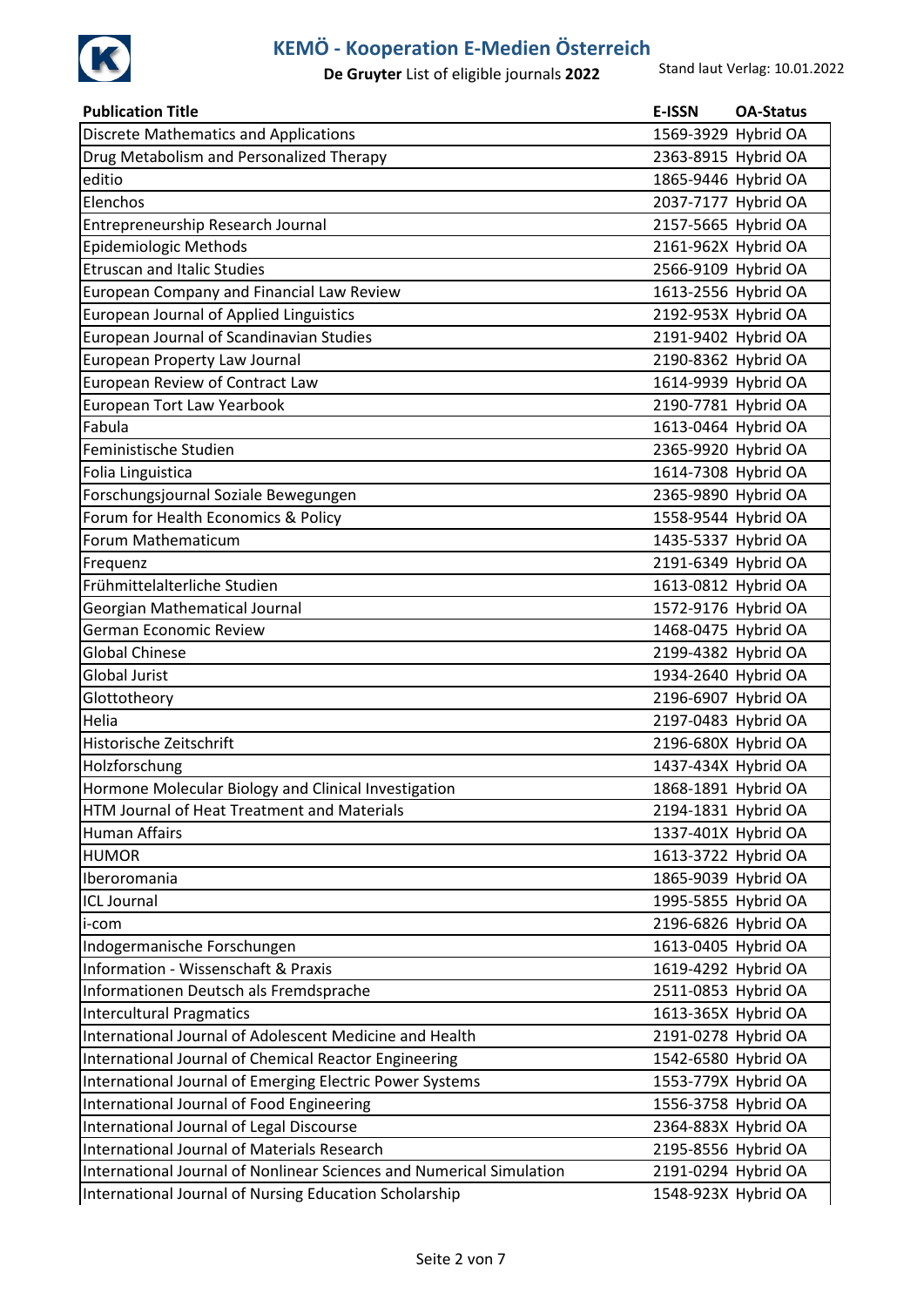# KEMÖ - Kooperation E-Medien Österreich

**De Gruyter** List of eligible journals **2022**

Stand laut Verlag: 10.01.2022

| Publication Title | E-ISSN | OA-Status |
|---|---|---|
| Discrete Mathematics and Applications | 1569-3929 | Hybrid OA |
| Drug Metabolism and Personalized Therapy | 2363-8915 | Hybrid OA |
| editio | 1865-9446 | Hybrid OA |
| Elenchos | 2037-7177 | Hybrid OA |
| Entrepreneurship Research Journal | 2157-5665 | Hybrid OA |
| Epidemiologic Methods | 2161-962X | Hybrid OA |
| Etruscan and Italic Studies | 2566-9109 | Hybrid OA |
| European Company and Financial Law Review | 1613-2556 | Hybrid OA |
| European Journal of Applied Linguistics | 2192-953X | Hybrid OA |
| European Journal of Scandinavian Studies | 2191-9402 | Hybrid OA |
| European Property Law Journal | 2190-8362 | Hybrid OA |
| European Review of Contract Law | 1614-9939 | Hybrid OA |
| European Tort Law Yearbook | 2190-7781 | Hybrid OA |
| Fabula | 1613-0464 | Hybrid OA |
| Feministische Studien | 2365-9920 | Hybrid OA |
| Folia Linguistica | 1614-7308 | Hybrid OA |
| Forschungsjournal Soziale Bewegungen | 2365-9890 | Hybrid OA |
| Forum for Health Economics & Policy | 1558-9544 | Hybrid OA |
| Forum Mathematicum | 1435-5337 | Hybrid OA |
| Frequenz | 2191-6349 | Hybrid OA |
| Frühmittelalterliche Studien | 1613-0812 | Hybrid OA |
| Georgian Mathematical Journal | 1572-9176 | Hybrid OA |
| German Economic Review | 1468-0475 | Hybrid OA |
| Global Chinese | 2199-4382 | Hybrid OA |
| Global Jurist | 1934-2640 | Hybrid OA |
| Glottotheory | 2196-6907 | Hybrid OA |
| Helia | 2197-0483 | Hybrid OA |
| Historische Zeitschrift | 2196-680X | Hybrid OA |
| Holzforschung | 1437-434X | Hybrid OA |
| Hormone Molecular Biology and Clinical Investigation | 1868-1891 | Hybrid OA |
| HTM Journal of Heat Treatment and Materials | 2194-1831 | Hybrid OA |
| Human Affairs | 1337-401X | Hybrid OA |
| HUMOR | 1613-3722 | Hybrid OA |
| Iberoromania | 1865-9039 | Hybrid OA |
| ICL Journal | 1995-5855 | Hybrid OA |
| i-com | 2196-6826 | Hybrid OA |
| Indogermanische Forschungen | 1613-0405 | Hybrid OA |
| Information - Wissenschaft & Praxis | 1619-4292 | Hybrid OA |
| Informationen Deutsch als Fremdsprache | 2511-0853 | Hybrid OA |
| Intercultural Pragmatics | 1613-365X | Hybrid OA |
| International Journal of Adolescent Medicine and Health | 2191-0278 | Hybrid OA |
| International Journal of Chemical Reactor Engineering | 1542-6580 | Hybrid OA |
| International Journal of Emerging Electric Power Systems | 1553-779X | Hybrid OA |
| International Journal of Food Engineering | 1556-3758 | Hybrid OA |
| International Journal of Legal Discourse | 2364-883X | Hybrid OA |
| International Journal of Materials Research | 2195-8556 | Hybrid OA |
| International Journal of Nonlinear Sciences and Numerical Simulation | 2191-0294 | Hybrid OA |
| International Journal of Nursing Education Scholarship | 1548-923X | Hybrid OA |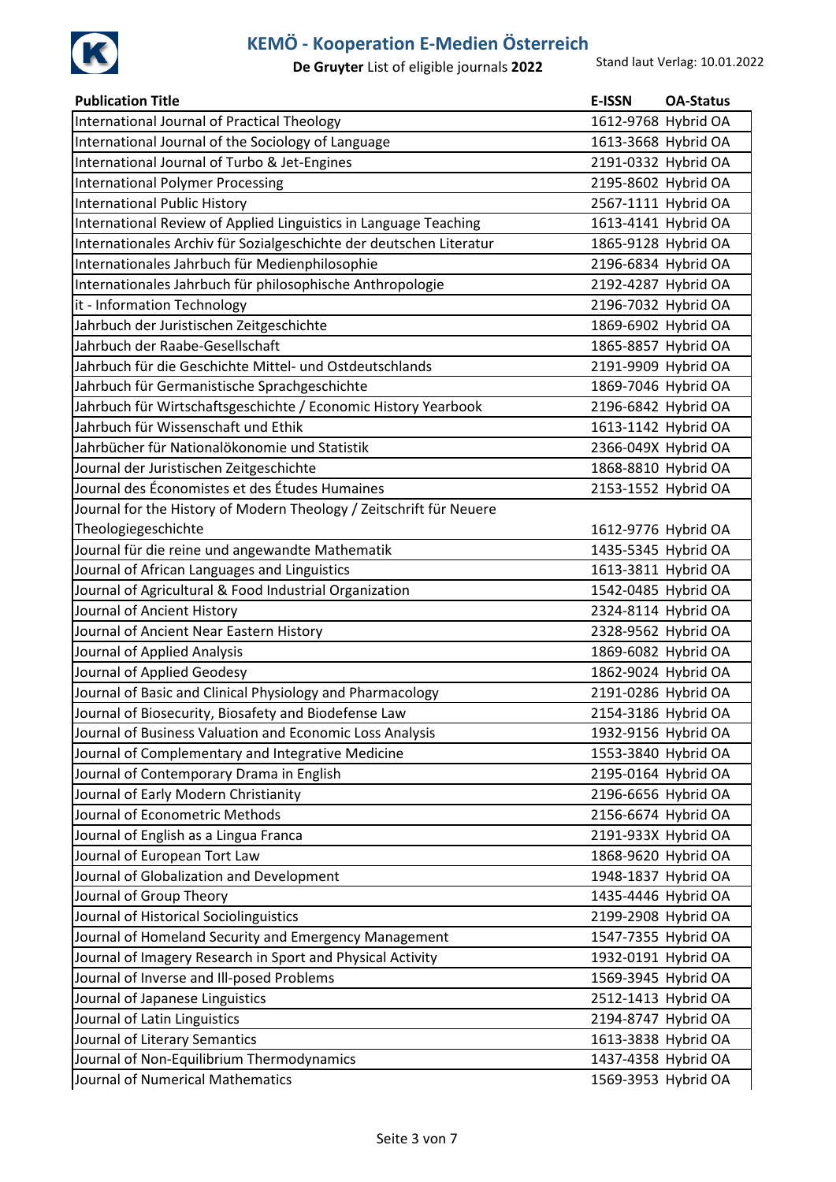# KEMÖ - Kooperation E-Medien Österreich

**De Gruyter** List of eligible journals **2022**

Stand laut Verlag: 10.01.2022

| Publication Title | E-ISSN | OA-Status |
|---|---|---|
| International Journal of Practical Theology | 1612-9768 | Hybrid OA |
| International Journal of the Sociology of Language | 1613-3668 | Hybrid OA |
| International Journal of Turbo & Jet-Engines | 2191-0332 | Hybrid OA |
| International Polymer Processing | 2195-8602 | Hybrid OA |
| International Public History | 2567-1111 | Hybrid OA |
| International Review of Applied Linguistics in Language Teaching | 1613-4141 | Hybrid OA |
| Internationales Archiv für Sozialgeschichte der deutschen Literatur | 1865-9128 | Hybrid OA |
| Internationales Jahrbuch für Medienphilosophie | 2196-6834 | Hybrid OA |
| Internationales Jahrbuch für philosophische Anthropologie | 2192-4287 | Hybrid OA |
| it - Information Technology | 2196-7032 | Hybrid OA |
| Jahrbuch der Juristischen Zeitgeschichte | 1869-6902 | Hybrid OA |
| Jahrbuch der Raabe-Gesellschaft | 1865-8857 | Hybrid OA |
| Jahrbuch für die Geschichte Mittel- und Ostdeutschlands | 2191-9909 | Hybrid OA |
| Jahrbuch für Germanistische Sprachgeschichte | 1869-7046 | Hybrid OA |
| Jahrbuch für Wirtschaftsgeschichte / Economic History Yearbook | 2196-6842 | Hybrid OA |
| Jahrbuch für Wissenschaft und Ethik | 1613-1142 | Hybrid OA |
| Jahrbücher für Nationalökonomie und Statistik | 2366-049X | Hybrid OA |
| Journal der Juristischen Zeitgeschichte | 1868-8810 | Hybrid OA |
| Journal des Économistes et des Études Humaines | 2153-1552 | Hybrid OA |
| Journal for the History of Modern Theology / Zeitschrift für Neuere Theologiegeschichte | 1612-9776 | Hybrid OA |
| Journal für die reine und angewandte Mathematik | 1435-5345 | Hybrid OA |
| Journal of African Languages and Linguistics | 1613-3811 | Hybrid OA |
| Journal of Agricultural & Food Industrial Organization | 1542-0485 | Hybrid OA |
| Journal of Ancient History | 2324-8114 | Hybrid OA |
| Journal of Ancient Near Eastern History | 2328-9562 | Hybrid OA |
| Journal of Applied Analysis | 1869-6082 | Hybrid OA |
| Journal of Applied Geodesy | 1862-9024 | Hybrid OA |
| Journal of Basic and Clinical Physiology and Pharmacology | 2191-0286 | Hybrid OA |
| Journal of Biosecurity, Biosafety and Biodefense Law | 2154-3186 | Hybrid OA |
| Journal of Business Valuation and Economic Loss Analysis | 1932-9156 | Hybrid OA |
| Journal of Complementary and Integrative Medicine | 1553-3840 | Hybrid OA |
| Journal of Contemporary Drama in English | 2195-0164 | Hybrid OA |
| Journal of Early Modern Christianity | 2196-6656 | Hybrid OA |
| Journal of Econometric Methods | 2156-6674 | Hybrid OA |
| Journal of English as a Lingua Franca | 2191-933X | Hybrid OA |
| Journal of European Tort Law | 1868-9620 | Hybrid OA |
| Journal of Globalization and Development | 1948-1837 | Hybrid OA |
| Journal of Group Theory | 1435-4446 | Hybrid OA |
| Journal of Historical Sociolinguistics | 2199-2908 | Hybrid OA |
| Journal of Homeland Security and Emergency Management | 1547-7355 | Hybrid OA |
| Journal of Imagery Research in Sport and Physical Activity | 1932-0191 | Hybrid OA |
| Journal of Inverse and Ill-posed Problems | 1569-3945 | Hybrid OA |
| Journal of Japanese Linguistics | 2512-1413 | Hybrid OA |
| Journal of Latin Linguistics | 2194-8747 | Hybrid OA |
| Journal of Literary Semantics | 1613-3838 | Hybrid OA |
| Journal of Non-Equilibrium Thermodynamics | 1437-4358 | Hybrid OA |
| Journal of Numerical Mathematics | 1569-3953 | Hybrid OA |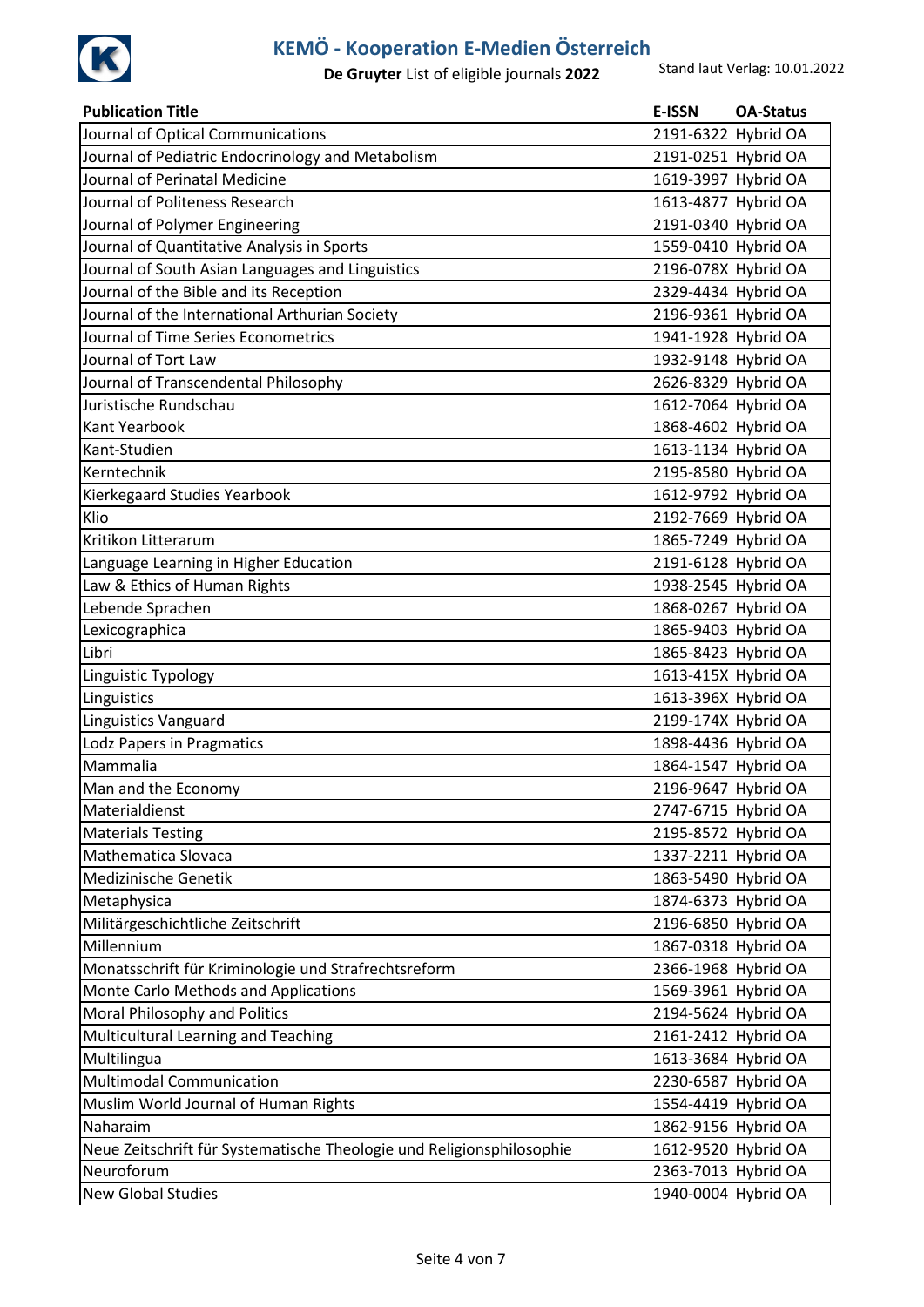| Publication Title | E-ISSN | OA-Status |
|---|---|---|
| Journal of Optical Communications | 2191-6322 | Hybrid OA |
| Journal of Pediatric Endocrinology and Metabolism | 2191-0251 | Hybrid OA |
| Journal of Perinatal Medicine | 1619-3997 | Hybrid OA |
| Journal of Politeness Research | 1613-4877 | Hybrid OA |
| Journal of Polymer Engineering | 2191-0340 | Hybrid OA |
| Journal of Quantitative Analysis in Sports | 1559-0410 | Hybrid OA |
| Journal of South Asian Languages and Linguistics | 2196-078X | Hybrid OA |
| Journal of the Bible and its Reception | 2329-4434 | Hybrid OA |
| Journal of the International Arthurian Society | 2196-9361 | Hybrid OA |
| Journal of Time Series Econometrics | 1941-1928 | Hybrid OA |
| Journal of Tort Law | 1932-9148 | Hybrid OA |
| Journal of Transcendental Philosophy | 2626-8329 | Hybrid OA |
| Juristische Rundschau | 1612-7064 | Hybrid OA |
| Kant Yearbook | 1868-4602 | Hybrid OA |
| Kant-Studien | 1613-1134 | Hybrid OA |
| Kerntechnik | 2195-8580 | Hybrid OA |
| Kierkegaard Studies Yearbook | 1612-9792 | Hybrid OA |
| Klio | 2192-7669 | Hybrid OA |
| Kritikon Litterarum | 1865-7249 | Hybrid OA |
| Language Learning in Higher Education | 2191-6128 | Hybrid OA |
| Law & Ethics of Human Rights | 1938-2545 | Hybrid OA |
| Lebende Sprachen | 1868-0267 | Hybrid OA |
| Lexicographica | 1865-9403 | Hybrid OA |
| Libri | 1865-8423 | Hybrid OA |
| Linguistic Typology | 1613-415X | Hybrid OA |
| Linguistics | 1613-396X | Hybrid OA |
| Linguistics Vanguard | 2199-174X | Hybrid OA |
| Lodz Papers in Pragmatics | 1898-4436 | Hybrid OA |
| Mammalia | 1864-1547 | Hybrid OA |
| Man and the Economy | 2196-9647 | Hybrid OA |
| Materialdienst | 2747-6715 | Hybrid OA |
| Materials Testing | 2195-8572 | Hybrid OA |
| Mathematica Slovaca | 1337-2211 | Hybrid OA |
| Medizinische Genetik | 1863-5490 | Hybrid OA |
| Metaphysica | 1874-6373 | Hybrid OA |
| Militärgeschichtliche Zeitschrift | 2196-6850 | Hybrid OA |
| Millennium | 1867-0318 | Hybrid OA |
| Monatsschrift für Kriminologie und Strafrechtsreform | 2366-1968 | Hybrid OA |
| Monte Carlo Methods and Applications | 1569-3961 | Hybrid OA |
| Moral Philosophy and Politics | 2194-5624 | Hybrid OA |
| Multicultural Learning and Teaching | 2161-2412 | Hybrid OA |
| Multilingua | 1613-3684 | Hybrid OA |
| Multimodal Communication | 2230-6587 | Hybrid OA |
| Muslim World Journal of Human Rights | 1554-4419 | Hybrid OA |
| Naharaim | 1862-9156 | Hybrid OA |
| Neue Zeitschrift für Systematische Theologie und Religionsphilosophie | 1612-9520 | Hybrid OA |
| Neuroforum | 2363-7013 | Hybrid OA |
| New Global Studies | 1940-0004 | Hybrid OA |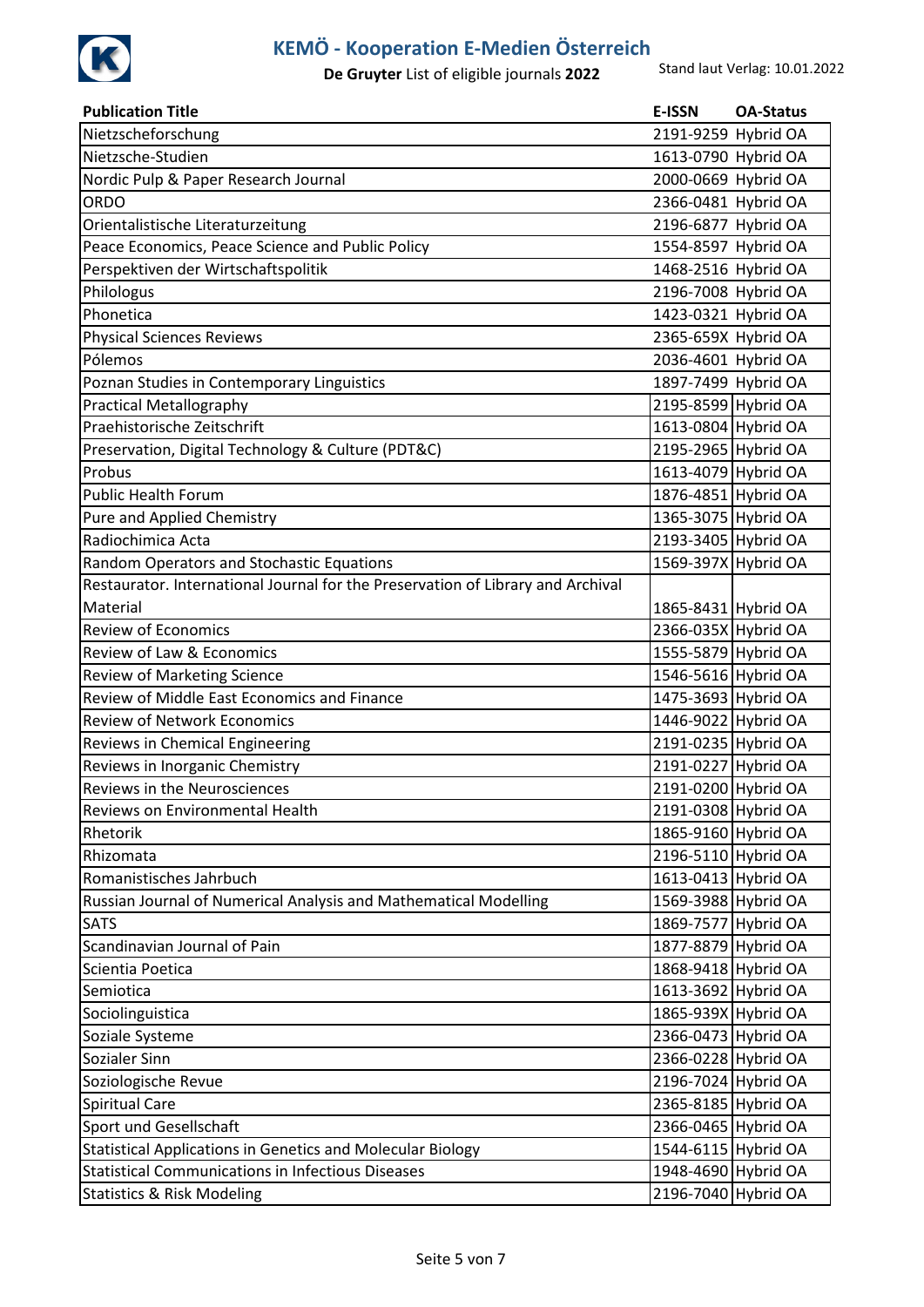# KEMÖ - Kooperation E-Medien Österreich

**De Gruyter** List of eligible journals **2022**

Stand laut Verlag: 10.01.2022

| Publication Title | E-ISSN | OA-Status |
|---|---|---|
| Nietzscheforschung | 2191-9259 | Hybrid OA |
| Nietzsche-Studien | 1613-0790 | Hybrid OA |
| Nordic Pulp & Paper Research Journal | 2000-0669 | Hybrid OA |
| ORDO | 2366-0481 | Hybrid OA |
| Orientalistische Literaturzeitung | 2196-6877 | Hybrid OA |
| Peace Economics, Peace Science and Public Policy | 1554-8597 | Hybrid OA |
| Perspektiven der Wirtschaftspolitik | 1468-2516 | Hybrid OA |
| Philologus | 2196-7008 | Hybrid OA |
| Phonetica | 1423-0321 | Hybrid OA |
| Physical Sciences Reviews | 2365-659X | Hybrid OA |
| Pólemos | 2036-4601 | Hybrid OA |
| Poznan Studies in Contemporary Linguistics | 1897-7499 | Hybrid OA |
| Practical Metallography | 2195-8599 | Hybrid OA |
| Praehistorische Zeitschrift | 1613-0804 | Hybrid OA |
| Preservation, Digital Technology & Culture (PDT&C) | 2195-2965 | Hybrid OA |
| Probus | 1613-4079 | Hybrid OA |
| Public Health Forum | 1876-4851 | Hybrid OA |
| Pure and Applied Chemistry | 1365-3075 | Hybrid OA |
| Radiochimica Acta | 2193-3405 | Hybrid OA |
| Random Operators and Stochastic Equations | 1569-397X | Hybrid OA |
| Restaurator. International Journal for the Preservation of Library and Archival Material | 1865-8431 | Hybrid OA |
| Review of Economics | 2366-035X | Hybrid OA |
| Review of Law & Economics | 1555-5879 | Hybrid OA |
| Review of Marketing Science | 1546-5616 | Hybrid OA |
| Review of Middle East Economics and Finance | 1475-3693 | Hybrid OA |
| Review of Network Economics | 1446-9022 | Hybrid OA |
| Reviews in Chemical Engineering | 2191-0235 | Hybrid OA |
| Reviews in Inorganic Chemistry | 2191-0227 | Hybrid OA |
| Reviews in the Neurosciences | 2191-0200 | Hybrid OA |
| Reviews on Environmental Health | 2191-0308 | Hybrid OA |
| Rhetorik | 1865-9160 | Hybrid OA |
| Rhizomata | 2196-5110 | Hybrid OA |
| Romanistisches Jahrbuch | 1613-0413 | Hybrid OA |
| Russian Journal of Numerical Analysis and Mathematical Modelling | 1569-3988 | Hybrid OA |
| SATS | 1869-7577 | Hybrid OA |
| Scandinavian Journal of Pain | 1877-8879 | Hybrid OA |
| Scientia Poetica | 1868-9418 | Hybrid OA |
| Semiotica | 1613-3692 | Hybrid OA |
| Sociolinguistica | 1865-939X | Hybrid OA |
| Soziale Systeme | 2366-0473 | Hybrid OA |
| Sozialer Sinn | 2366-0228 | Hybrid OA |
| Soziologische Revue | 2196-7024 | Hybrid OA |
| Spiritual Care | 2365-8185 | Hybrid OA |
| Sport und Gesellschaft | 2366-0465 | Hybrid OA |
| Statistical Applications in Genetics and Molecular Biology | 1544-6115 | Hybrid OA |
| Statistical Communications in Infectious Diseases | 1948-4690 | Hybrid OA |
| Statistics & Risk Modeling | 2196-7040 | Hybrid OA |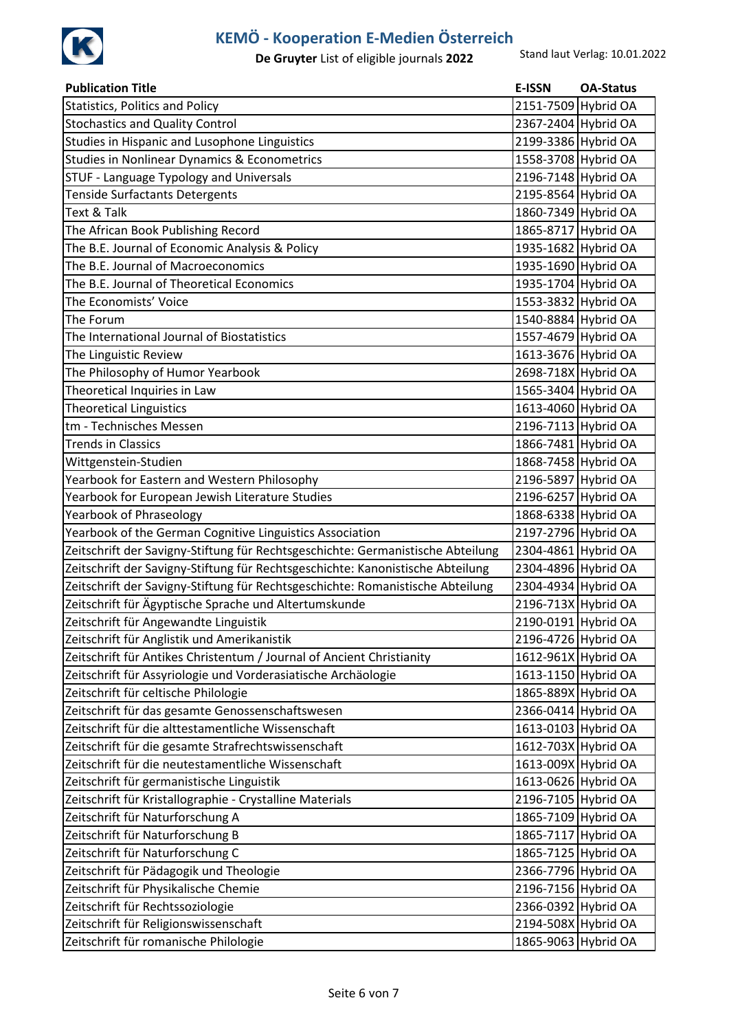# KEMÖ - Kooperation E-Medien Österreich

**De Gruyter** List of eligible journals **2022**

Stand laut Verlag: 10.01.2022

| Publication Title | E-ISSN | OA-Status |
|---|---|---|
| Statistics, Politics and Policy | 2151-7509 | Hybrid OA |
| Stochastics and Quality Control | 2367-2404 | Hybrid OA |
| Studies in Hispanic and Lusophone Linguistics | 2199-3386 | Hybrid OA |
| Studies in Nonlinear Dynamics & Econometrics | 1558-3708 | Hybrid OA |
| STUF - Language Typology and Universals | 2196-7148 | Hybrid OA |
| Tenside Surfactants Detergents | 2195-8564 | Hybrid OA |
| Text & Talk | 1860-7349 | Hybrid OA |
| The African Book Publishing Record | 1865-8717 | Hybrid OA |
| The B.E. Journal of Economic Analysis & Policy | 1935-1682 | Hybrid OA |
| The B.E. Journal of Macroeconomics | 1935-1690 | Hybrid OA |
| The B.E. Journal of Theoretical Economics | 1935-1704 | Hybrid OA |
| The Economists' Voice | 1553-3832 | Hybrid OA |
| The Forum | 1540-8884 | Hybrid OA |
| The International Journal of Biostatistics | 1557-4679 | Hybrid OA |
| The Linguistic Review | 1613-3676 | Hybrid OA |
| The Philosophy of Humor Yearbook | 2698-718X | Hybrid OA |
| Theoretical Inquiries in Law | 1565-3404 | Hybrid OA |
| Theoretical Linguistics | 1613-4060 | Hybrid OA |
| tm - Technisches Messen | 2196-7113 | Hybrid OA |
| Trends in Classics | 1866-7481 | Hybrid OA |
| Wittgenstein-Studien | 1868-7458 | Hybrid OA |
| Yearbook for Eastern and Western Philosophy | 2196-5897 | Hybrid OA |
| Yearbook for European Jewish Literature Studies | 2196-6257 | Hybrid OA |
| Yearbook of Phraseology | 1868-6338 | Hybrid OA |
| Yearbook of the German Cognitive Linguistics Association | 2197-2796 | Hybrid OA |
| Zeitschrift der Savigny-Stiftung für Rechtsgeschichte: Germanistische Abteilung | 2304-4861 | Hybrid OA |
| Zeitschrift der Savigny-Stiftung für Rechtsgeschichte: Kanonistische Abteilung | 2304-4896 | Hybrid OA |
| Zeitschrift der Savigny-Stiftung für Rechtsgeschichte: Romanistische Abteilung | 2304-4934 | Hybrid OA |
| Zeitschrift für Ägyptische Sprache und Altertumskunde | 2196-713X | Hybrid OA |
| Zeitschrift für Angewandte Linguistik | 2190-0191 | Hybrid OA |
| Zeitschrift für Anglistik und Amerikanistik | 2196-4726 | Hybrid OA |
| Zeitschrift für Antikes Christentum / Journal of Ancient Christianity | 1612-961X | Hybrid OA |
| Zeitschrift für Assyriologie und Vorderasiatische Archäologie | 1613-1150 | Hybrid OA |
| Zeitschrift für celtische Philologie | 1865-889X | Hybrid OA |
| Zeitschrift für das gesamte Genossenschaftswesen | 2366-0414 | Hybrid OA |
| Zeitschrift für die alttestamentliche Wissenschaft | 1613-0103 | Hybrid OA |
| Zeitschrift für die gesamte Strafrechtswissenschaft | 1612-703X | Hybrid OA |
| Zeitschrift für die neutestamentliche Wissenschaft | 1613-009X | Hybrid OA |
| Zeitschrift für germanistische Linguistik | 1613-0626 | Hybrid OA |
| Zeitschrift für Kristallographie - Crystalline Materials | 2196-7105 | Hybrid OA |
| Zeitschrift für Naturforschung A | 1865-7109 | Hybrid OA |
| Zeitschrift für Naturforschung B | 1865-7117 | Hybrid OA |
| Zeitschrift für Naturforschung C | 1865-7125 | Hybrid OA |
| Zeitschrift für Pädagogik und Theologie | 2366-7796 | Hybrid OA |
| Zeitschrift für Physikalische Chemie | 2196-7156 | Hybrid OA |
| Zeitschrift für Rechtssoziologie | 2366-0392 | Hybrid OA |
| Zeitschrift für Religionswissenschaft | 2194-508X | Hybrid OA |
| Zeitschrift für romanische Philologie | 1865-9063 | Hybrid OA |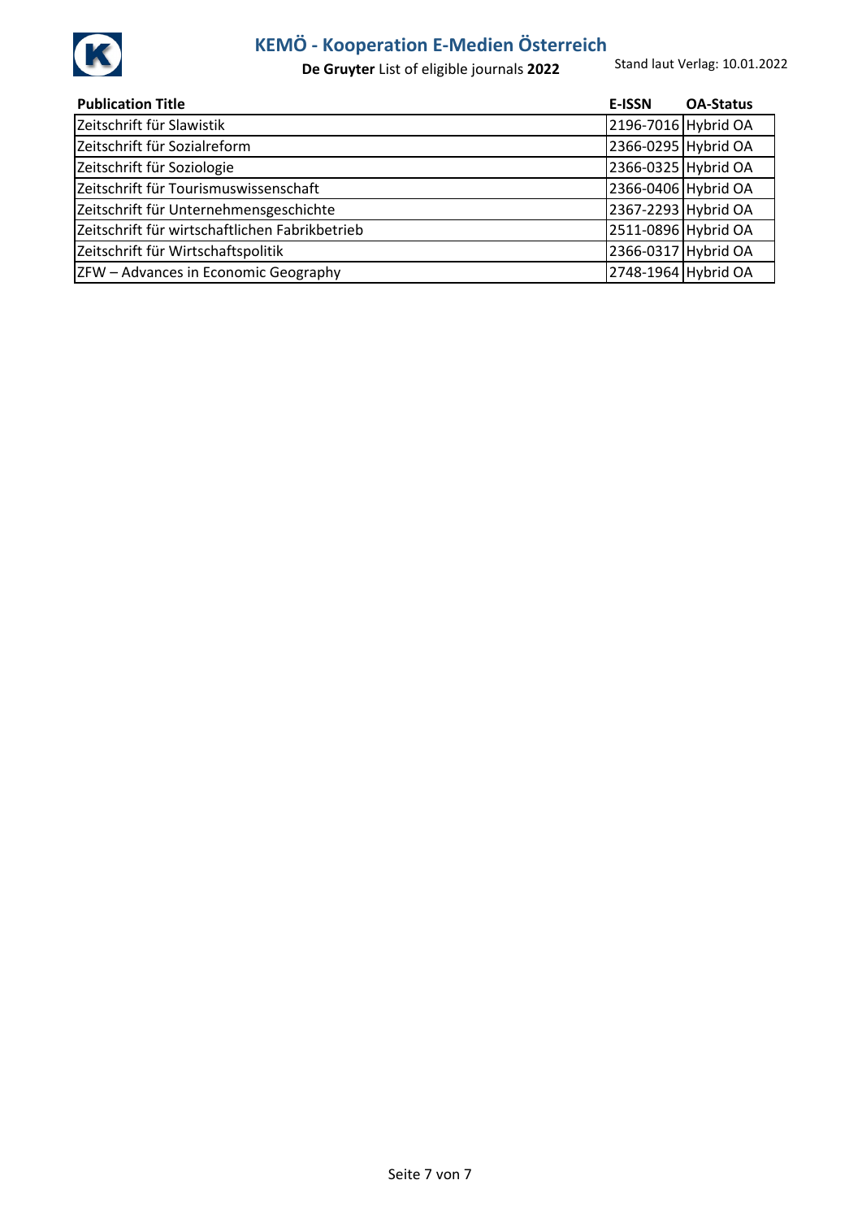| Publication Title | E-ISSN | OA-Status |
|---|---|---|
| Zeitschrift für Slawistik | 2196-7016 | Hybrid OA |
| Zeitschrift für Sozialreform | 2366-0295 | Hybrid OA |
| Zeitschrift für Soziologie | 2366-0325 | Hybrid OA |
| Zeitschrift für Tourismuswissenschaft | 2366-0406 | Hybrid OA |
| Zeitschrift für Unternehmensgeschichte | 2367-2293 | Hybrid OA |
| Zeitschrift für wirtschaftlichen Fabrikbetrieb | 2511-0896 | Hybrid OA |
| Zeitschrift für Wirtschaftspolitik | 2366-0317 | Hybrid OA |
| ZFW – Advances in Economic Geography | 2748-1964 | Hybrid OA |